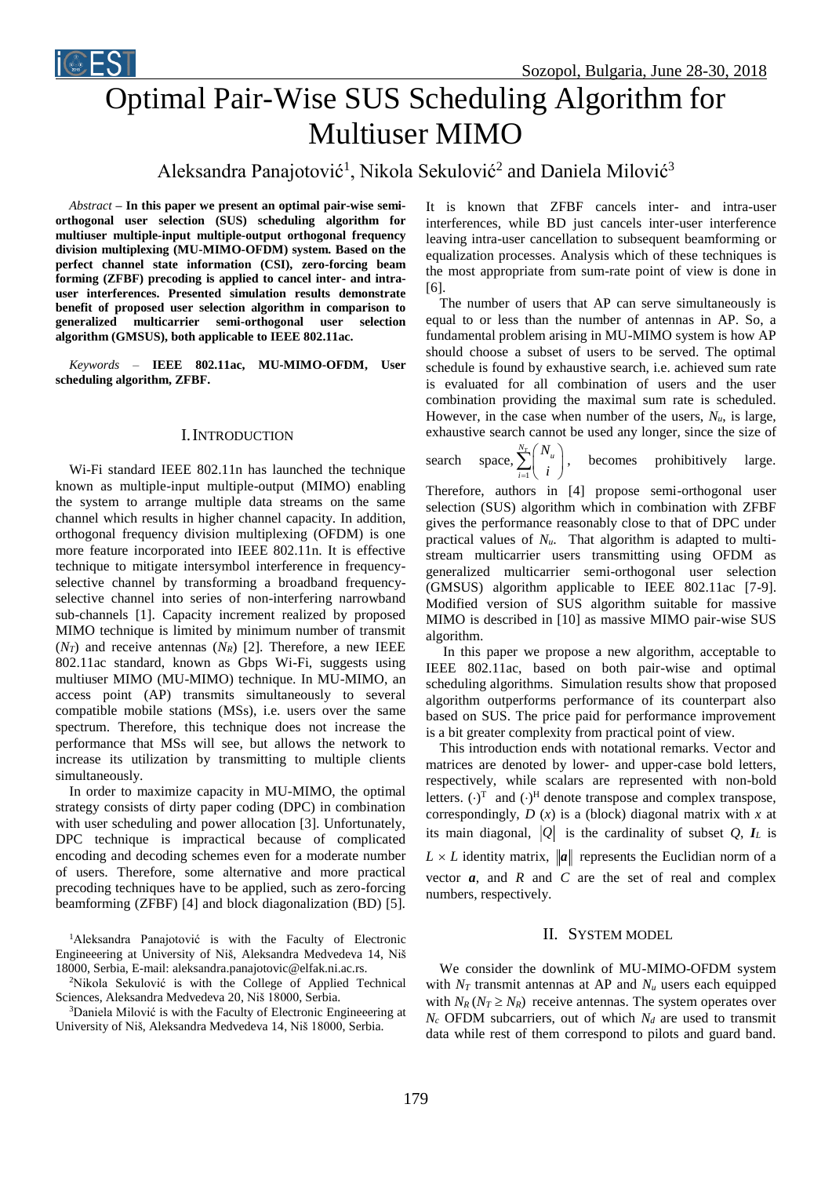# Optimal Pair-Wise SUS Scheduling Algorithm for Multiuser MIMO

Aleksandra Panajotović[1], Nikola Sekulović[2] and Daniela Milović[3]

*Abstract* – **In this paper we present an optimal pair-wise semi-orthogonal user selection (SUS) scheduling algorithm for multiuser multiple-input multiple-output orthogonal frequency division multiplexing (MU-MIMO-OFDM) system. Based on the perfect channel state information (CSI), zero-forcing beam forming (ZFBF) precoding is applied to cancel inter- and intra-user interferences. Presented simulation results demonstrate benefit of proposed user selection algorithm in comparison to generalized multicarrier semi-orthogonal user selection algorithm (GMSUS), both applicable to IEEE 802.11ac.**

*Keywords* – **IEEE 802.11ac, MU-MIMO-OFDM, User scheduling algorithm, ZFBF.**

## I. Introduction

Wi-Fi standard IEEE 802.11n has launched the technique known as multiple-input multiple-output (MIMO) enabling the system to arrange multiple data streams on the same channel which results in higher channel capacity. In addition, orthogonal frequency division multiplexing (OFDM) is one more feature incorporated into IEEE 802.11n. It is effective technique to mitigate intersymbol interference in frequency-selective channel by transforming a broadband frequency-selective channel into series of non-interfering narrowband sub-channels [1]. Capacity increment realized by proposed MIMO technique is limited by minimum number of transmit ($N_T$) and receive antennas ($N_R$) [2]. Therefore, a new IEEE 802.11ac standard, known as Gbps Wi-Fi, suggests using multiuser MIMO (MU-MIMO) technique. In MU-MIMO, an access point (AP) transmits simultaneously to several compatible mobile stations (MSs), i.e. users over the same spectrum. Therefore, this technique does not increase the performance that MSs will see, but allows the network to increase its utilization by transmitting to multiple clients simultaneously.

In order to maximize capacity in MU-MIMO, the optimal strategy consists of dirty paper coding (DPC) in combination with user scheduling and power allocation [3]. Unfortunately, DPC technique is impractical because of complicated encoding and decoding schemes even for a moderate number of users. Therefore, some alternative and more practical precoding techniques have to be applied, such as zero-forcing beamforming (ZFBF) [4] and block diagonalization (BD) [5]. It is known that ZFBF cancels inter- and intra-user interferences, while BD just cancels inter-user interference leaving intra-user cancellation to subsequent beamforming or equalization processes. Analysis which of these techniques is the most appropriate from sum-rate point of view is done in [6].

The number of users that AP can serve simultaneously is equal to or less than the number of antennas in AP. So, a fundamental problem arising in MU-MIMO system is how AP should choose a subset of users to be served. The optimal schedule is found by exhaustive search, i.e. achieved sum rate is evaluated for all combination of users and the user combination providing the maximal sum rate is scheduled. However, in the case when number of the users, $N_u$, is large, exhaustive search cannot be used any longer, since the size of search space, $\sum_{i=1}^{N_T}\binom{N_u}{i}$, becomes prohibitively large. Therefore, authors in [4] propose semi-orthogonal user selection (SUS) algorithm which in combination with ZFBF gives the performance reasonably close to that of DPC under practical values of $N_u$. That algorithm is adapted to multi-stream multicarrier users transmitting using OFDM as generalized multicarrier semi-orthogonal user selection (GMSUS) algorithm applicable to IEEE 802.11ac [7-9]. Modified version of SUS algorithm suitable for massive MIMO is described in [10] as massive MIMO pair-wise SUS algorithm.

In this paper we propose a new algorithm, acceptable to IEEE 802.11ac, based on both pair-wise and optimal scheduling algorithms. Simulation results show that proposed algorithm outperforms performance of its counterpart also based on SUS. The price paid for performance improvement is a bit greater complexity from practical point of view.

This introduction ends with notational remarks. Vector and matrices are denoted by lower- and upper-case bold letters, respectively, while scalars are represented with non-bold letters. $(\cdot)^T$ and $(\cdot)^H$ denote transpose and complex transpose, correspondingly, $D(x)$ is a (block) diagonal matrix with $x$ at its main diagonal, $|Q|$ is the cardinality of subset $Q$, $\boldsymbol{I}_L$ is $L \times L$ identity matrix, $\|\boldsymbol{a}\|$ represents the Euclidian norm of a vector $\boldsymbol{a}$, and $R$ and $C$ are the set of real and complex numbers, respectively.

## II. System model

We consider the downlink of MU-MIMO-OFDM system with $N_T$ transmit antennas at AP and $N_u$ users each equipped with $N_R$ ($N_T \geq N_R$) receive antennas. The system operates over $N_c$ OFDM subcarriers, out of which $N_d$ are used to transmit data while rest of them correspond to pilots and guard band.

[1]Aleksandra Panajotović is with the Faculty of Electronic Engineeering at University of Niš, Aleksandra Medvedeva 14, Niš 18000, Serbia, E-mail: aleksandra.panajotovic@elfak.ni.ac.rs.

[2]Nikola Sekulović is with the College of Applied Technical Sciences, Aleksandra Medvedeva 20, Niš 18000, Serbia.

[3]Daniela Milović is with the Faculty of Electronic Engineeering at University of Niš, Aleksandra Medvedeva 14, Niš 18000, Serbia.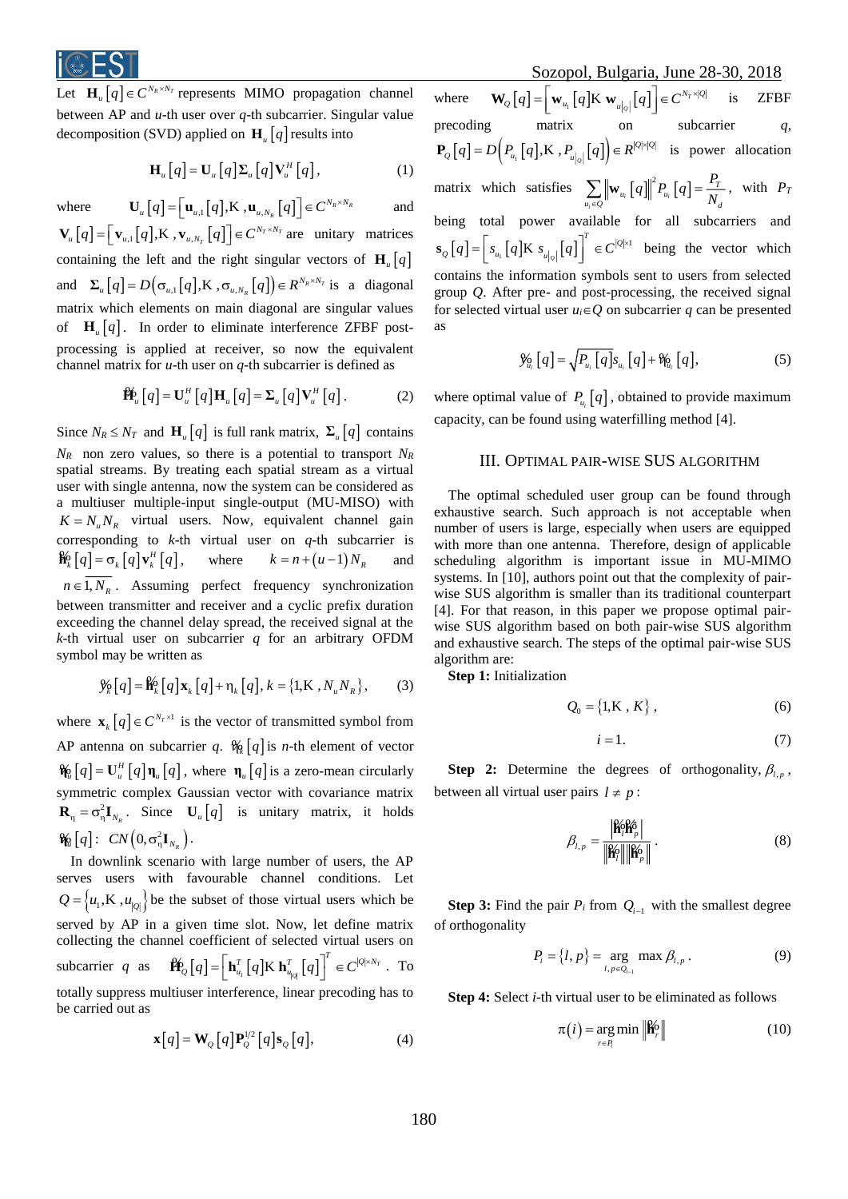Let $\mathbf{H}_u[q] \in C^{N_R \times N_T}$ represents MIMO propagation channel between AP and $u$-th user over $q$-th subcarrier. Singular value decomposition (SVD) applied on $\mathbf{H}_u[q]$ results into

$$\mathbf{H}_u[q] = \mathbf{U}_u[q]\mathbf{\Sigma}_u[q]\mathbf{V}_u^H[q], \tag{1}$$

where $\mathbf{U}_u[q] = \left[\mathbf{u}_{u,1}[q], \ldots, \mathbf{u}_{u,N_R}[q]\right] \in C^{N_R \times N_R}$ and $\mathbf{V}_u[q] = \left[\mathbf{v}_{u,1}[q], \ldots, \mathbf{v}_{u,N_T}[q]\right] \in C^{N_T \times N_T}$ are unitary matrices containing the left and the right singular vectors of $\mathbf{H}_u[q]$ and $\mathbf{\Sigma}_u[q] = D\left(\sigma_{u,1}[q], \ldots, \sigma_{u,N_R}[q]\right) \in R^{N_R \times N_T}$ is a diagonal matrix which elements on main diagonal are singular values of $\mathbf{H}_u[q]$. In order to eliminate interference ZFBF post-processing is applied at receiver, so now the equivalent channel matrix for $u$-th user on $q$-th subcarrier is defined as

$$\tilde{\mathbf{H}}_u[q] = \mathbf{U}_u^H[q]\mathbf{H}_u[q] = \mathbf{\Sigma}_u[q]\mathbf{V}_u^H[q]. \tag{2}$$

Since $N_R \leq N_T$ and $\mathbf{H}_u[q]$ is full rank matrix, $\mathbf{\Sigma}_u[q]$ contains $N_R$ non zero values, so there is a potential to transport $N_R$ spatial streams. By treating each spatial stream as a virtual user with single antenna, now the system can be considered as a multiuser multiple-input single-output (MU-MISO) with $K = N_u N_R$ virtual users. Now, equivalent channel gain corresponding to $k$-th virtual user on $q$-th subcarrier is $\tilde{\mathbf{h}}_k[q] = \sigma_k[q]\mathbf{v}_k^H[q]$, where $k = n + (u-1)N_R$ and $n \in \overline{1, N_R}$. Assuming perfect frequency synchronization between transmitter and receiver and a cyclic prefix duration exceeding the channel delay spread, the received signal at the $k$-th virtual user on subcarrier $q$ for an arbitrary OFDM symbol may be written as

$$\tilde{y}_k[q] = \tilde{\mathbf{h}}_k[q]\mathbf{x}_k[q] + \eta_k[q], \; k = \{1, \ldots, N_u N_R\}, \tag{3}$$

where $\mathbf{x}_k[q] \in C^{N_T \times 1}$ is the vector of transmitted symbol from AP antenna on subcarrier $q$. $\tilde{\eta}_k[q]$ is $n$-th element of vector $\tilde{\mathbf{\eta}}_u[q] = \mathbf{U}_u^H[q]\mathbf{\eta}_u[q]$, where $\mathbf{\eta}_u[q]$ is a zero-mean circularly symmetric complex Gaussian vector with covariance matrix $\mathbf{R}_\eta = \sigma_\eta^2 \mathbf{I}_{N_R}$. Since $\mathbf{U}_u[q]$ is unitary matrix, it holds $\tilde{\mathbf{\eta}}_u[q] : CN\left(0, \sigma_\eta^2 \mathbf{I}_{N_R}\right)$.

In downlink scenario with large number of users, the AP serves users with favourable channel conditions. Let $Q = \left\{u_1, \ldots, u_{|Q|}\right\}$ be the subset of those virtual users which be served by AP in a given time slot. Now, let define matrix collecting the channel coefficient of selected virtual users on subcarrier $q$ as $\tilde{\mathbf{H}}_Q[q] = \left[\mathbf{h}_{u_1}^T[q] \ldots \mathbf{h}_{u_{|Q|}}^T[q]\right]^T \in C^{|Q| \times N_T}$. To totally suppress multiuser interference, linear precoding has to be carried out as

$$\mathbf{x}[q] = \mathbf{W}_Q[q]\mathbf{P}_Q^{1/2}[q]\mathbf{s}_Q[q], \tag{4}$$

where $\mathbf{W}_Q[q] = \left[\mathbf{w}_{u_1}[q] \ldots \mathbf{w}_{u_{|Q|}}[q]\right] \in C^{N_T \times |Q|}$ is ZFBF precoding matrix on subcarrier $q$, $\mathbf{P}_Q[q] = D\left(P_{u_1}[q], \ldots, P_{u_{|Q|}}[q]\right) \in R^{|Q| \times |Q|}$ is power allocation matrix which satisfies $\sum_{u_i \in Q} \left\|\mathbf{w}_{u_i}[q]\right\|^2 P_{u_i}[q] = \frac{P_T}{N_d}$, with $P_T$ being total power available for all subcarriers and $\mathbf{s}_Q[q] = \left[s_{u_1}[q] \ldots s_{u_{|Q|}}[q]\right]^T \in C^{|Q| \times 1}$ being the vector which contains the information symbols sent to users from selected group $Q$. After pre- and post-processing, the received signal for selected virtual user $u_i \in Q$ on subcarrier $q$ can be presented as

$$\tilde{y}_{u_i}[q] = \sqrt{P_{u_i}[q]}s_{u_i}[q] + \tilde{\eta}_{u_i}[q], \tag{5}$$

where optimal value of $P_{u_i}[q]$, obtained to provide maximum capacity, can be found using waterfilling method [4].

## III. Optimal Pair-wise SUS Algorithm

The optimal scheduled user group can be found through exhaustive search. Such approach is not acceptable when number of users is large, especially when users are equipped with more than one antenna. Therefore, design of applicable scheduling algorithm is important issue in MU-MIMO systems. In [10], authors point out that the complexity of pair-wise SUS algorithm is smaller than its traditional counterpart [4]. For that reason, in this paper we propose optimal pair-wise SUS algorithm based on both pair-wise SUS algorithm and exhaustive search. The steps of the optimal pair-wise SUS algorithm are:

**Step 1:** Initialization

$$Q_0 = \{1, \ldots, K\}, \tag{6}$$

$$i = 1. \tag{7}$$

**Step 2:** Determine the degrees of orthogonality, $\beta_{l,p}$, between all virtual user pairs $l \neq p$:

$$\beta_{l,p} = \frac{\left|\tilde{\mathbf{h}}_l \tilde{\mathbf{h}}_p^H\right|}{\left\|\tilde{\mathbf{h}}_l\right\|\left\|\tilde{\mathbf{h}}_p\right\|}. \tag{8}$$

**Step 3:** Find the pair $P_i$ from $Q_{i-1}$ with the smallest degree of orthogonality

$$P_i = \{l, p\} = \arg_{l, p \in Q_{i-1}} \max \beta_{l,p}. \tag{9}$$

**Step 4:** Select $i$-th virtual user to be eliminated as follows

$$\pi(i) = \arg\min_{r \in P_i} \left\|\tilde{\mathbf{h}}_r\right\| \tag{10}$$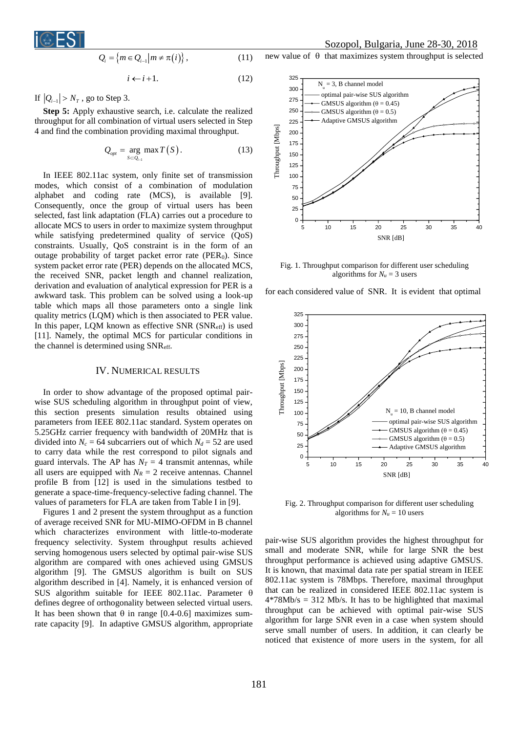$$Q_i = \left\{ m \in Q_{i-1} \middle| m \neq \pi(i) \right\}, \tag{11}$$

$$i \leftarrow i+1. \tag{12}$$

If $|Q_{i-1}| > N_T$, go to Step 3.

**Step 5:** Apply exhaustive search, i.e. calculate the realized throughput for all combination of virtual users selected in Step 4 and find the combination providing maximal throughput.

$$Q_{opt} = \underset{S \subset Q_{i-1}}{\arg\max} \, T(S). \tag{13}$$

In IEEE 802.11ac system, only finite set of transmission modes, which consist of a combination of modulation alphabet and coding rate (MCS), is available [9]. Consequently, once the group of virtual users has been selected, fast link adaptation (FLA) carries out a procedure to allocate MCS to users in order to maximize system throughput while satisfying predetermined quality of service (QoS) constraints. Usually, QoS constraint is in the form of an outage probability of target packet error rate ($PER_0$). Since system packet error rate (PER) depends on the allocated MCS, the received SNR, packet length and channel realization, derivation and evaluation of analytical expression for PER is a awkward task. This problem can be solved using a look-up table which maps all those parameters onto a single link quality metrics (LQM) which is then associated to PER value. In this paper, LQM known as effective SNR ($SNR_{eff}$) is used [11]. Namely, the optimal MCS for particular conditions in the channel is determined using $SNR_{eff}$.

## IV. Numerical Results

In order to show advantage of the proposed optimal pair-wise SUS scheduling algorithm in throughput point of view, this section presents simulation results obtained using parameters from IEEE 802.11ac standard. System operates on 5.25GHz carrier frequency with bandwidth of 20MHz that is divided into $N_c = 64$ subcarriers out of which $N_d = 52$ are used to carry data while the rest correspond to pilot signals and guard intervals. The AP has $N_T = 4$ transmit antennas, while all users are equipped with $N_R = 2$ receive antennas. Channel profile B from [12] is used in the simulations testbed to generate a space-time-frequency-selective fading channel. The values of parameters for FLA are taken from Table I in [9].

Figures 1 and 2 present the system throughput as a function of average received SNR for MU-MIMO-OFDM in B channel which characterizes environment with little-to-moderate frequency selectivity. System throughput results achieved serving homogenous users selected by optimal pair-wise SUS algorithm are compared with ones achieved using GMSUS algorithm [9]. The GMSUS algorithm is built on SUS algorithm described in [4]. Namely, it is enhanced version of SUS algorithm suitable for IEEE 802.11ac. Parameter $\theta$ defines degree of orthogonality between selected virtual users. It has been shown that $\theta$ in range [0.4-0.6] maximizes sum-rate capacity [9]. In adaptive GMSUS algorithm, appropriate new value of $\theta$ that maximizes system throughput is selected for each considered value of SNR. It is evident that optimal pair-wise SUS algorithm provides the highest throughput for small and moderate SNR, while for large SNR the best throughput performance is achieved using adaptive GMSUS. It is known, that maximal data rate per spatial stream in IEEE 802.11ac system is 78Mbps. Therefore, maximal throughput that can be realized in considered IEEE 802.11ac system is 4*78Mb/s = 312 Mb/s. It has to be highlighted that maximal throughput can be achieved with optimal pair-wise SUS algorithm for large SNR even in a case when system should serve small number of users. In addition, it can clearly be noticed that existence of more users in the system, for all

Fig. 1. Throughput comparison for different user scheduling algorithms for $N_u = 3$ users

Fig. 2. Throughput comparison for different user scheduling algorithms for $N_u = 10$ users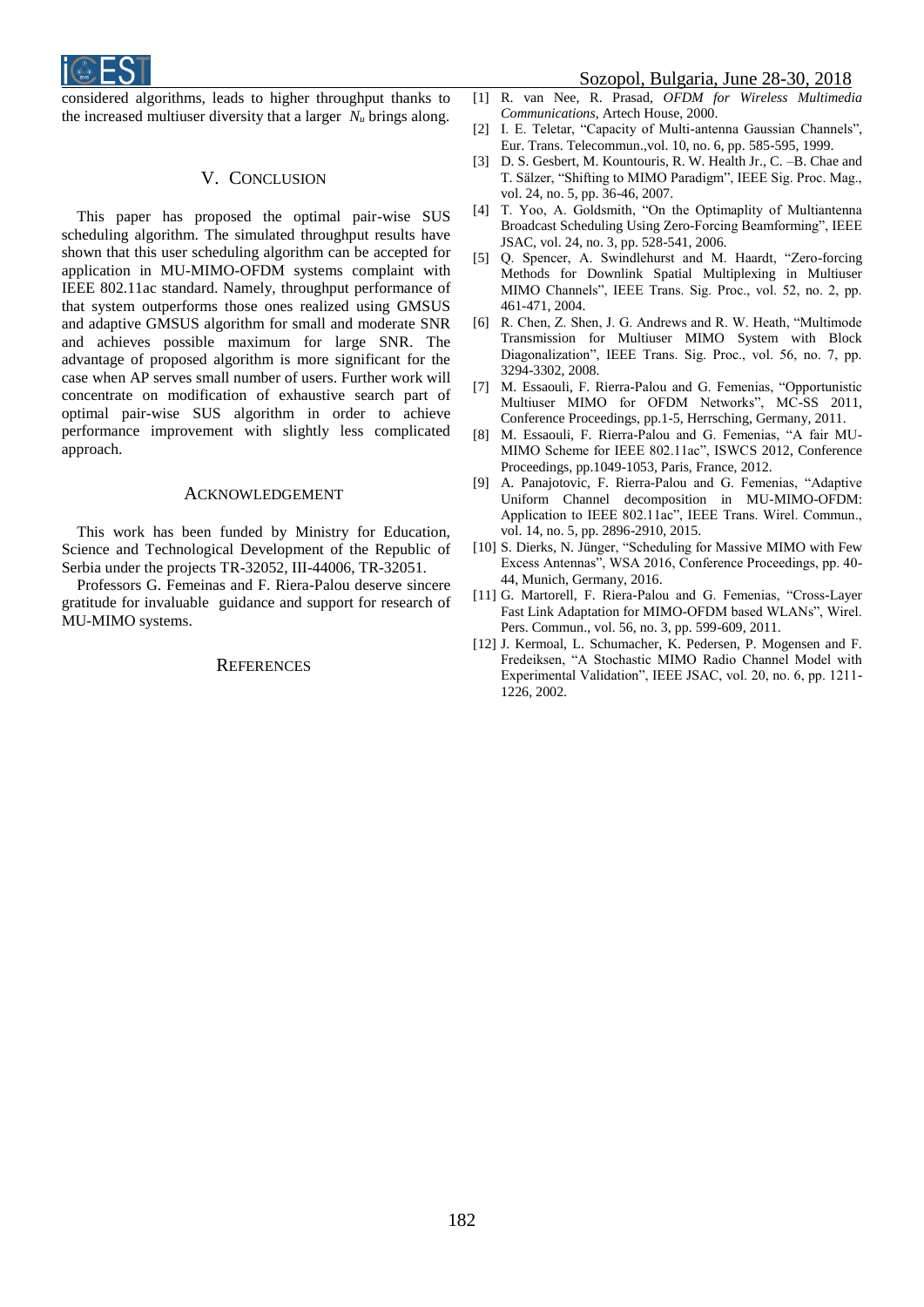considered algorithms, leads to higher throughput thanks to the increased multiuser diversity that a larger $N_u$ brings along.

## V. Conclusion

This paper has proposed the optimal pair-wise SUS scheduling algorithm. The simulated throughput results have shown that this user scheduling algorithm can be accepted for application in MU-MIMO-OFDM systems complaint with IEEE 802.11ac standard. Namely, throughput performance of that system outperforms those ones realized using GMSUS and adaptive GMSUS algorithm for small and moderate SNR and achieves possible maximum for large SNR. The advantage of proposed algorithm is more significant for the case when AP serves small number of users. Further work will concentrate on modification of exhaustive search part of optimal pair-wise SUS algorithm in order to achieve performance improvement with slightly less complicated approach.

## Acknowledgement

This work has been funded by Ministry for Education, Science and Technological Development of the Republic of Serbia under the projects TR-32052, III-44006, TR-32051.

Professors G. Femeinas and F. Riera-Palou deserve sincere gratitude for invaluable guidance and support for research of MU-MIMO systems.

## References

[1] R. van Nee, R. Prasad, *OFDM for Wireless Multimedia Communications*, Artech House, 2000.

[2] I. E. Teletar, "Capacity of Multi-antenna Gaussian Channels", Eur. Trans. Telecommun.,vol. 10, no. 6, pp. 585-595, 1999.

[3] D. S. Gesbert, M. Kountouris, R. W. Health Jr., C. –B. Chae and T. Sälzer, "Shifting to MIMO Paradigm", IEEE Sig. Proc. Mag., vol. 24, no. 5, pp. 36-46, 2007.

[4] T. Yoo, A. Goldsmith, "On the Optimaplity of Multiantenna Broadcast Scheduling Using Zero-Forcing Beamforming", IEEE JSAC, vol. 24, no. 3, pp. 528-541, 2006.

[5] Q. Spencer, A. Swindlehurst and M. Haardt, "Zero-forcing Methods for Downlink Spatial Multiplexing in Multiuser MIMO Channels", IEEE Trans. Sig. Proc., vol. 52, no. 2, pp. 461-471, 2004.

[6] R. Chen, Z. Shen, J. G. Andrews and R. W. Heath, "Multimode Transmission for Multiuser MIMO System with Block Diagonalization", IEEE Trans. Sig. Proc., vol. 56, no. 7, pp. 3294-3302, 2008.

[7] M. Essaouli, F. Rierra-Palou and G. Femenias, "Opportunistic Multiuser MIMO for OFDM Networks", MC-SS 2011, Conference Proceedings, pp.1-5, Herrsching, Germany, 2011.

[8] M. Essaouli, F. Rierra-Palou and G. Femenias, "A fair MU-MIMO Scheme for IEEE 802.11ac", ISWCS 2012, Conference Proceedings, pp.1049-1053, Paris, France, 2012.

[9] A. Panajotovic, F. Rierra-Palou and G. Femenias, "Adaptive Uniform Channel decomposition in MU-MIMO-OFDM: Application to IEEE 802.11ac", IEEE Trans. Wirel. Commun., vol. 14, no. 5, pp. 2896-2910, 2015.

[10] S. Dierks, N. Jünger, "Scheduling for Massive MIMO with Few Excess Antennas", WSA 2016, Conference Proceedings, pp. 40-44, Munich, Germany, 2016.

[11] G. Martorell, F. Riera-Palou and G. Femenias, "Cross-Layer Fast Link Adaptation for MIMO-OFDM based WLANs", Wirel. Pers. Commun., vol. 56, no. 3, pp. 599-609, 2011.

[12] J. Kermoal, L. Schumacher, K. Pedersen, P. Mogensen and F. Fredeiksen, "A Stochastic MIMO Radio Channel Model with Experimental Validation", IEEE JSAC, vol. 20, no. 6, pp. 1211-1226, 2002.